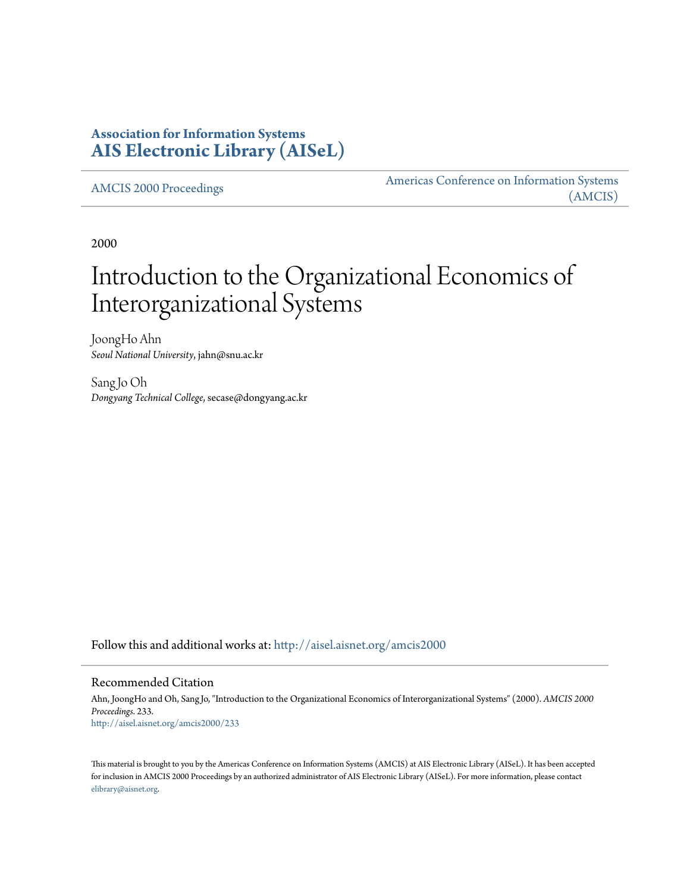**Association for Information Systems**
**AIS Electronic Library (AISeL)**

AMCIS 2000 Proceedings

Americas Conference on Information Systems (AMCIS)

2000

# Introduction to the Organizational Economics of Interorganizational Systems

JoongHo Ahn
*Seoul National University*, jahn@snu.ac.kr

Sang Jo Oh
*Dongyang Technical College*, secase@dongyang.ac.kr

Follow this and additional works at: http://aisel.aisnet.org/amcis2000

Recommended Citation

Ahn, JoongHo and Oh, Sang Jo, "Introduction to the Organizational Economics of Interorganizational Systems" (2000). *AMCIS 2000 Proceedings*. 233.
http://aisel.aisnet.org/amcis2000/233

This material is brought to you by the Americas Conference on Information Systems (AMCIS) at AIS Electronic Library (AISeL). It has been accepted for inclusion in AMCIS 2000 Proceedings by an authorized administrator of AIS Electronic Library (AISeL). For more information, please contact elibrary@aisnet.org.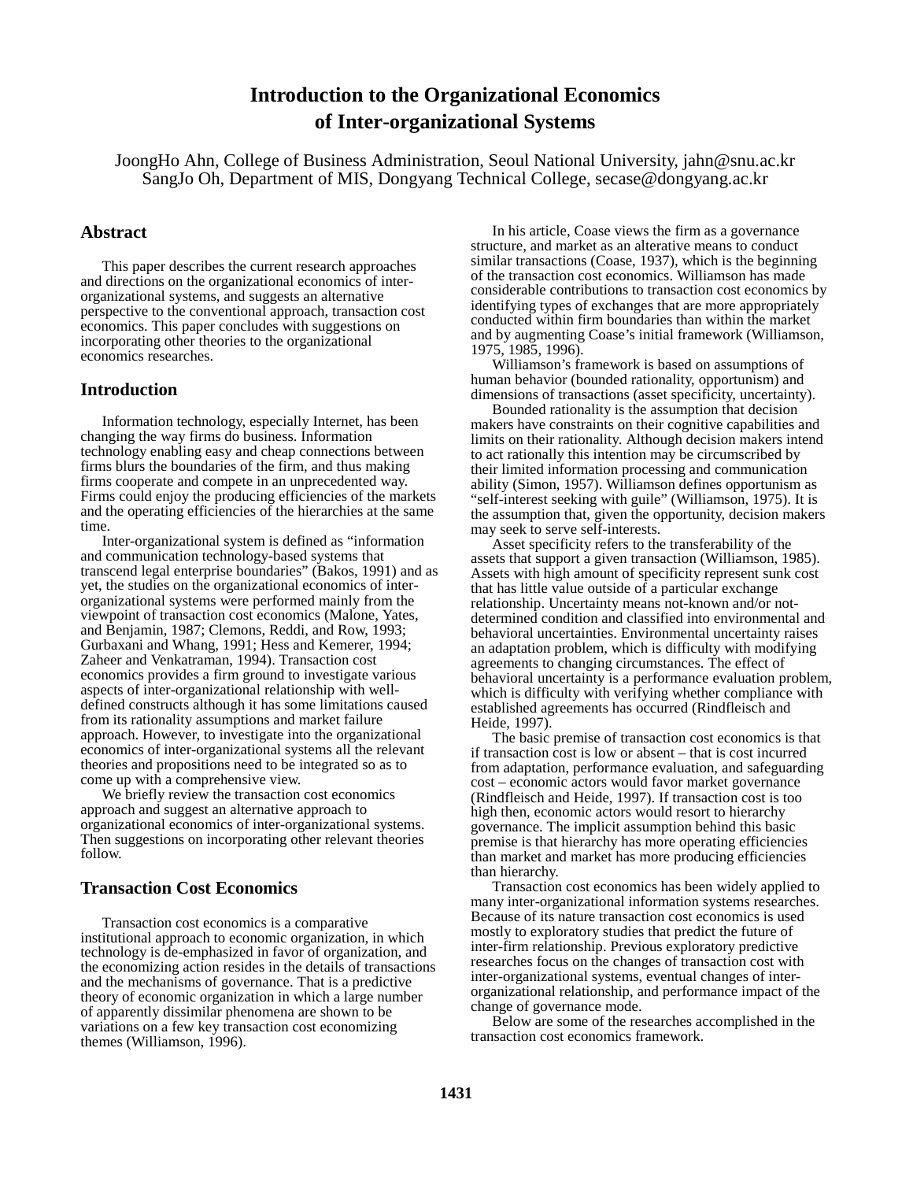# Introduction to the Organizational Economics of Inter-organizational Systems

JoongHo Ahn, College of Business Administration, Seoul National University, jahn@snu.ac.kr
SangJo Oh, Department of MIS, Dongyang Technical College, secase@dongyang.ac.kr

## Abstract

This paper describes the current research approaches and directions on the organizational economics of inter-organizational systems, and suggests an alternative perspective to the conventional approach, transaction cost economics. This paper concludes with suggestions on incorporating other theories to the organizational economics researches.

## Introduction

Information technology, especially Internet, has been changing the way firms do business. Information technology enabling easy and cheap connections between firms blurs the boundaries of the firm, and thus making firms cooperate and compete in an unprecedented way. Firms could enjoy the producing efficiencies of the markets and the operating efficiencies of the hierarchies at the same time.

Inter-organizational system is defined as "information and communication technology-based systems that transcend legal enterprise boundaries" (Bakos, 1991) and as yet, the studies on the organizational economics of inter-organizational systems were performed mainly from the viewpoint of transaction cost economics (Malone, Yates, and Benjamin, 1987; Clemons, Reddi, and Row, 1993; Gurbaxani and Whang, 1991; Hess and Kemerer, 1994; Zaheer and Venkatraman, 1994). Transaction cost economics provides a firm ground to investigate various aspects of inter-organizational relationship with well-defined constructs although it has some limitations caused from its rationality assumptions and market failure approach. However, to investigate into the organizational economics of inter-organizational systems all the relevant theories and propositions need to be integrated so as to come up with a comprehensive view.

We briefly review the transaction cost economics approach and suggest an alternative approach to organizational economics of inter-organizational systems. Then suggestions on incorporating other relevant theories follow.

## Transaction Cost Economics

Transaction cost economics is a comparative institutional approach to economic organization, in which technology is de-emphasized in favor of organization, and the economizing action resides in the details of transactions and the mechanisms of governance. That is a predictive theory of economic organization in which a large number of apparently dissimilar phenomena are shown to be variations on a few key transaction cost economizing themes (Williamson, 1996).

In his article, Coase views the firm as a governance structure, and market as an alterative means to conduct similar transactions (Coase, 1937), which is the beginning of the transaction cost economics. Williamson has made considerable contributions to transaction cost economics by identifying types of exchanges that are more appropriately conducted within firm boundaries than within the market and by augmenting Coase's initial framework (Williamson, 1975, 1985, 1996).

Williamson's framework is based on assumptions of human behavior (bounded rationality, opportunism) and dimensions of transactions (asset specificity, uncertainty).

Bounded rationality is the assumption that decision makers have constraints on their cognitive capabilities and limits on their rationality. Although decision makers intend to act rationally this intention may be circumscribed by their limited information processing and communication ability (Simon, 1957). Williamson defines opportunism as "self-interest seeking with guile" (Williamson, 1975). It is the assumption that, given the opportunity, decision makers may seek to serve self-interests.

Asset specificity refers to the transferability of the assets that support a given transaction (Williamson, 1985). Assets with high amount of specificity represent sunk cost that has little value outside of a particular exchange relationship. Uncertainty means not-known and/or not-determined condition and classified into environmental and behavioral uncertainties. Environmental uncertainty raises an adaptation problem, which is difficulty with modifying agreements to changing circumstances. The effect of behavioral uncertainty is a performance evaluation problem, which is difficulty with verifying whether compliance with established agreements has occurred (Rindfleisch and Heide, 1997).

The basic premise of transaction cost economics is that if transaction cost is low or absent – that is cost incurred from adaptation, performance evaluation, and safeguarding cost – economic actors would favor market governance (Rindfleisch and Heide, 1997). If transaction cost is too high then, economic actors would resort to hierarchy governance. The implicit assumption behind this basic premise is that hierarchy has more operating efficiencies than market and market has more producing efficiencies than hierarchy.

Transaction cost economics has been widely applied to many inter-organizational information systems researches. Because of its nature transaction cost economics is used mostly to exploratory studies that predict the future of inter-firm relationship. Previous exploratory predictive researches focus on the changes of transaction cost with inter-organizational systems, eventual changes of inter-organizational relationship, and performance impact of the change of governance mode.

Below are some of the researches accomplished in the transaction cost economics framework.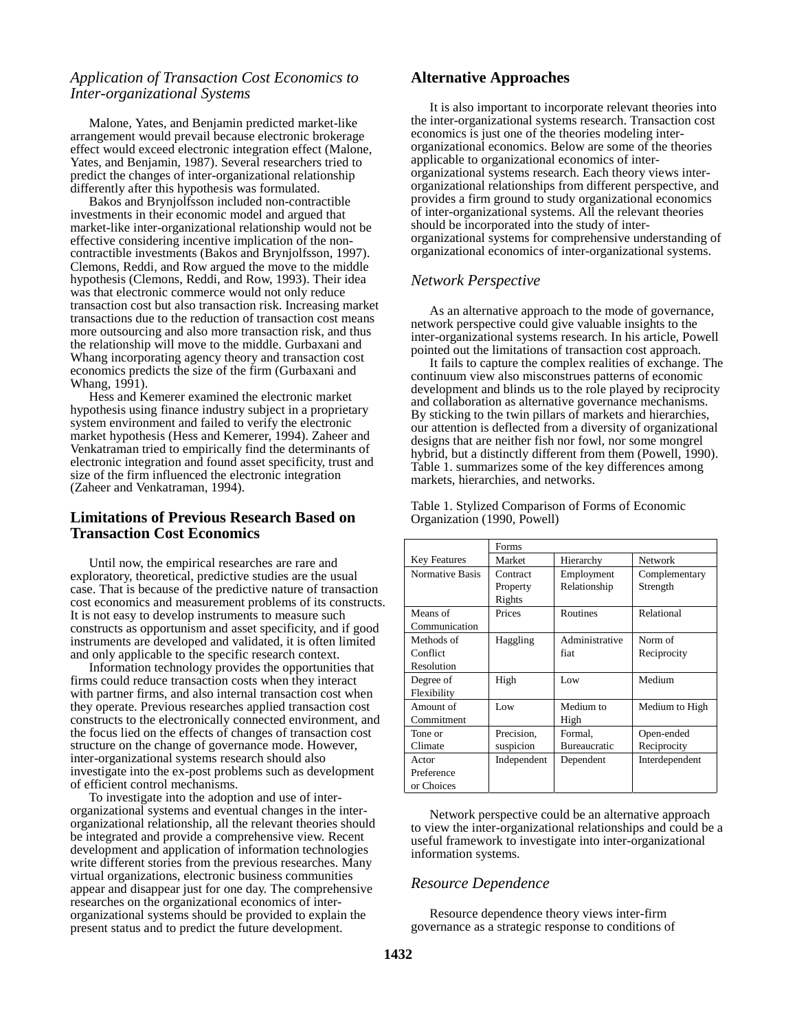### *Application of Transaction Cost Economics to Inter-organizational Systems*

Malone, Yates, and Benjamin predicted market-like arrangement would prevail because electronic brokerage effect would exceed electronic integration effect (Malone, Yates, and Benjamin, 1987). Several researchers tried to predict the changes of inter-organizational relationship differently after this hypothesis was formulated.

Bakos and Brynjolfsson included non-contractible investments in their economic model and argued that market-like inter-organizational relationship would not be effective considering incentive implication of the non-contractible investments (Bakos and Brynjolfsson, 1997). Clemons, Reddi, and Row argued the move to the middle hypothesis (Clemons, Reddi, and Row, 1993). Their idea was that electronic commerce would not only reduce transaction cost but also transaction risk. Increasing market transactions due to the reduction of transaction cost means more outsourcing and also more transaction risk, and thus the relationship will move to the middle. Gurbaxani and Whang incorporating agency theory and transaction cost economics predicts the size of the firm (Gurbaxani and Whang, 1991).

Hess and Kemerer examined the electronic market hypothesis using finance industry subject in a proprietary system environment and failed to verify the electronic market hypothesis (Hess and Kemerer, 1994). Zaheer and Venkatraman tried to empirically find the determinants of electronic integration and found asset specificity, trust and size of the firm influenced the electronic integration (Zaheer and Venkatraman, 1994).

## Limitations of Previous Research Based on Transaction Cost Economics

Until now, the empirical researches are rare and exploratory, theoretical, predictive studies are the usual case. That is because of the predictive nature of transaction cost economics and measurement problems of its constructs. It is not easy to develop instruments to measure such constructs as opportunism and asset specificity, and if good instruments are developed and validated, it is often limited and only applicable to the specific research context.

Information technology provides the opportunities that firms could reduce transaction costs when they interact with partner firms, and also internal transaction cost when they operate. Previous researches applied transaction cost constructs to the electronically connected environment, and the focus lied on the effects of changes of transaction cost structure on the change of governance mode. However, inter-organizational systems research should also investigate into the ex-post problems such as development of efficient control mechanisms.

To investigate into the adoption and use of inter-organizational systems and eventual changes in the inter-organizational relationship, all the relevant theories should be integrated and provide a comprehensive view. Recent development and application of information technologies write different stories from the previous researches. Many virtual organizations, electronic business communities appear and disappear just for one day. The comprehensive researches on the organizational economics of inter-organizational systems should be provided to explain the present status and to predict the future development.

## Alternative Approaches

It is also important to incorporate relevant theories into the inter-organizational systems research. Transaction cost economics is just one of the theories modeling inter-organizational economics. Below are some of the theories applicable to organizational economics of inter-organizational systems research. Each theory views inter-organizational relationships from different perspective, and provides a firm ground to study organizational economics of inter-organizational systems. All the relevant theories should be incorporated into the study of inter-organizational systems for comprehensive understanding of organizational economics of inter-organizational systems.

### *Network Perspective*

As an alternative approach to the mode of governance, network perspective could give valuable insights to the inter-organizational systems research. In his article, Powell pointed out the limitations of transaction cost approach.

It fails to capture the complex realities of exchange. The continuum view also misconstrues patterns of economic development and blinds us to the role played by reciprocity and collaboration as alternative governance mechanisms. By sticking to the twin pillars of markets and hierarchies, our attention is deflected from a diversity of organizational designs that are neither fish nor fowl, nor some mongrel hybrid, but a distinctly different from them (Powell, 1990). Table 1. summarizes some of the key differences among markets, hierarchies, and networks.

Table 1. Stylized Comparison of Forms of Economic Organization (1990, Powell)

| | Forms | | |
|---|---|---|---|
| Key Features | Market | Hierarchy | Network |
| Normative Basis | Contract Property Rights | Employment Relationship | Complementary Strength |
| Means of Communication | Prices | Routines | Relational |
| Methods of Conflict Resolution | Haggling | Administrative fiat | Norm of Reciprocity |
| Degree of Flexibility | High | Low | Medium |
| Amount of Commitment | Low | Medium to High | Medium to High |
| Tone or Climate | Precision, suspicion | Formal, Bureaucratic | Open-ended Reciprocity |
| Actor Preference or Choices | Independent | Dependent | Interdependent |

Network perspective could be an alternative approach to view the inter-organizational relationships and could be a useful framework to investigate into inter-organizational information systems.

### *Resource Dependence*

Resource dependence theory views inter-firm governance as a strategic response to conditions of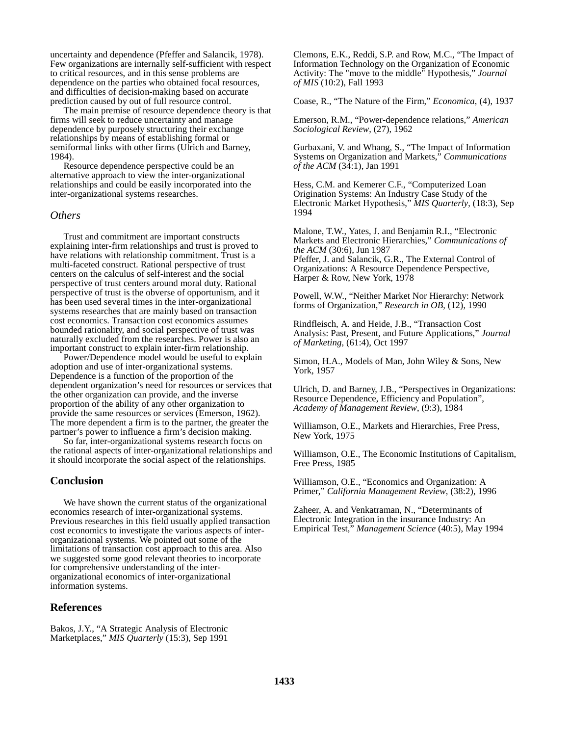uncertainty and dependence (Pfeffer and Salancik, 1978). Few organizations are internally self-sufficient with respect to critical resources, and in this sense problems are dependence on the parties who obtained focal resources, and difficulties of decision-making based on accurate prediction caused by out of full resource control.

The main premise of resource dependence theory is that firms will seek to reduce uncertainty and manage dependence by purposely structuring their exchange relationships by means of establishing formal or semiformal links with other firms (Ulrich and Barney, 1984).

Resource dependence perspective could be an alternative approach to view the inter-organizational relationships and could be easily incorporated into the inter-organizational systems researches.

### *Others*

Trust and commitment are important constructs explaining inter-firm relationships and trust is proved to have relations with relationship commitment. Trust is a multi-faceted construct. Rational perspective of trust centers on the calculus of self-interest and the social perspective of trust centers around moral duty. Rational perspective of trust is the obverse of opportunism, and it has been used several times in the inter-organizational systems researches that are mainly based on transaction cost economics. Transaction cost economics assumes bounded rationality, and social perspective of trust was naturally excluded from the researches. Power is also an important construct to explain inter-firm relationship.

Power/Dependence model would be useful to explain adoption and use of inter-organizational systems. Dependence is a function of the proportion of the dependent organization's need for resources or services that the other organization can provide, and the inverse proportion of the ability of any other organization to provide the same resources or services (Emerson, 1962). The more dependent a firm is to the partner, the greater the partner's power to influence a firm's decision making.

So far, inter-organizational systems research focus on the rational aspects of inter-organizational relationships and it should incorporate the social aspect of the relationships.

## Conclusion

We have shown the current status of the organizational economics research of inter-organizational systems. Previous researches in this field usually applied transaction cost economics to investigate the various aspects of inter-organizational systems. We pointed out some of the limitations of transaction cost approach to this area. Also we suggested some good relevant theories to incorporate for comprehensive understanding of the inter-organizational economics of inter-organizational information systems.

## References

Bakos, J.Y., "A Strategic Analysis of Electronic Marketplaces," *MIS Quarterly* (15:3), Sep 1991

Clemons, E.K., Reddi, S.P. and Row, M.C., "The Impact of Information Technology on the Organization of Economic Activity: The "move to the middle" Hypothesis," *Journal of MIS* (10:2), Fall 1993

Coase, R., "The Nature of the Firm," *Economica*, (4), 1937

Emerson, R.M., "Power-dependence relations," *American Sociological Review*, (27), 1962

Gurbaxani, V. and Whang, S., "The Impact of Information Systems on Organization and Markets," *Communications of the ACM* (34:1), Jan 1991

Hess, C.M. and Kemerer C.F., "Computerized Loan Origination Systems: An Industry Case Study of the Electronic Market Hypothesis," *MIS Quarterly*, (18:3), Sep 1994

Malone, T.W., Yates, J. and Benjamin R.I., "Electronic Markets and Electronic Hierarchies," *Communications of the ACM* (30:6), Jun 1987

Pfeffer, J. and Salancik, G.R., The External Control of Organizations: A Resource Dependence Perspective, Harper & Row, New York, 1978

Powell, W.W., "Neither Market Nor Hierarchy: Network forms of Organization," *Research in OB*, (12), 1990

Rindfleisch, A. and Heide, J.B., "Transaction Cost Analysis: Past, Present, and Future Applications," *Journal of Marketing*, (61:4), Oct 1997

Simon, H.A., Models of Man, John Wiley & Sons, New York, 1957

Ulrich, D. and Barney, J.B., "Perspectives in Organizations: Resource Dependence, Efficiency and Population", *Academy of Management Review*, (9:3), 1984

Williamson, O.E., Markets and Hierarchies, Free Press, New York, 1975

Williamson, O.E., The Economic Institutions of Capitalism, Free Press, 1985

Williamson, O.E., "Economics and Organization: A Primer," *California Management Review*, (38:2), 1996

Zaheer, A. and Venkatraman, N., "Determinants of Electronic Integration in the insurance Industry: An Empirical Test," *Management Science* (40:5), May 1994